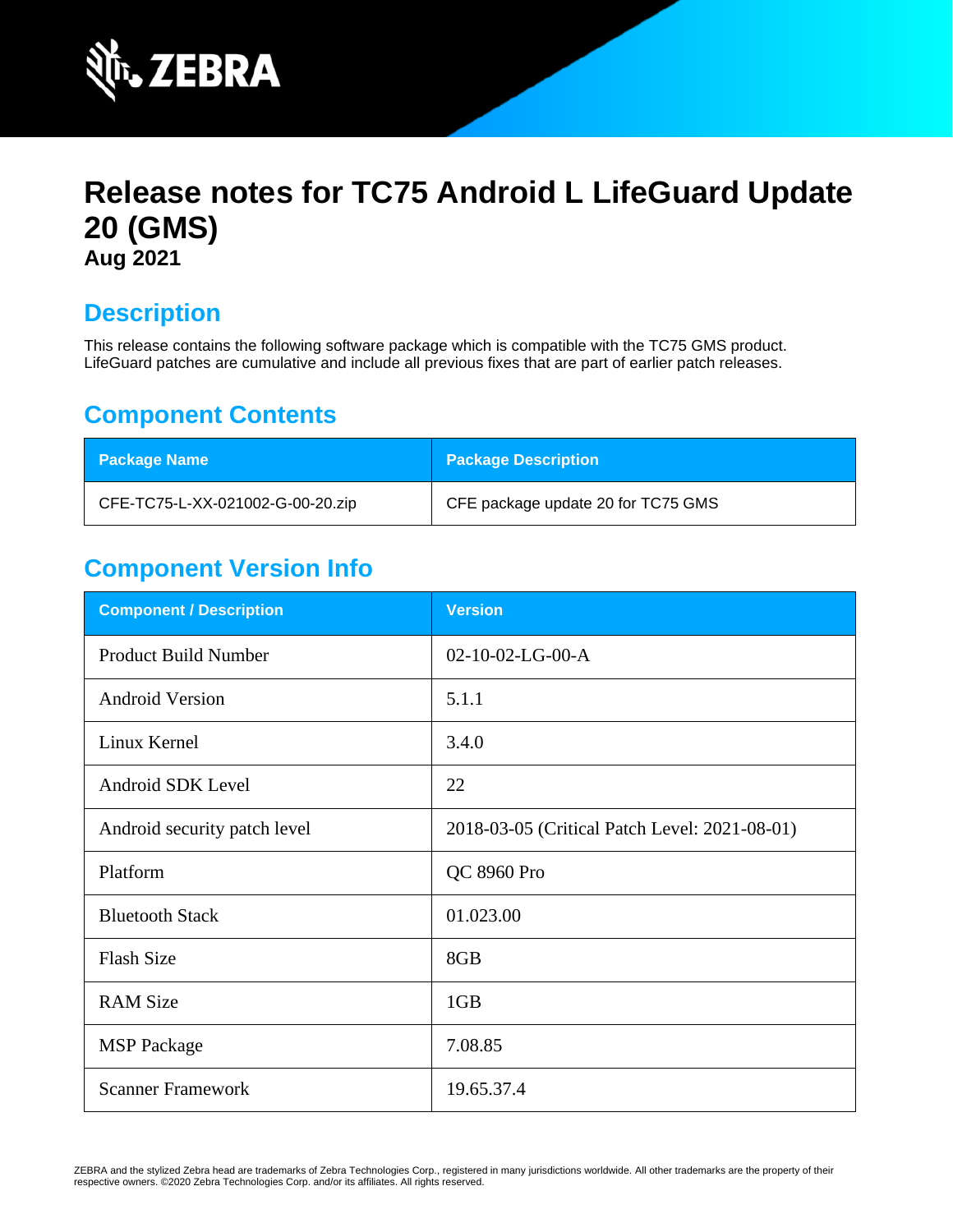# Release notes for TC75 Android L LifeGuard Update 20 (GMS)

**Aug 2021**

## Description

This release contains the following software package which is compatible with the TC75 GMS product. LifeGuard patches are cumulative and include all previous fixes that are part of earlier patch releases.

## Component Contents

| Package Name | Package Description |
|---|---|
| CFE-TC75-L-XX-021002-G-00-20.zip | CFE package update 20 for TC75 GMS |

## Component Version Info

| Component / Description | Version |
|---|---|
| Product Build Number | 02-10-02-LG-00-A |
| Android Version | 5.1.1 |
| Linux Kernel | 3.4.0 |
| Android SDK Level | 22 |
| Android security patch level | 2018-03-05 (Critical Patch Level: 2021-08-01) |
| Platform | QC 8960 Pro |
| Bluetooth Stack | 01.023.00 |
| Flash Size | 8GB |
| RAM Size | 1GB |
| MSP Package | 7.08.85 |
| Scanner Framework | 19.65.37.4 |

ZEBRA and the stylized Zebra head are trademarks of Zebra Technologies Corp., registered in many jurisdictions worldwide. All other trademarks are the property of their respective owners. ©2020 Zebra Technologies Corp. and/or its affiliates. All rights reserved.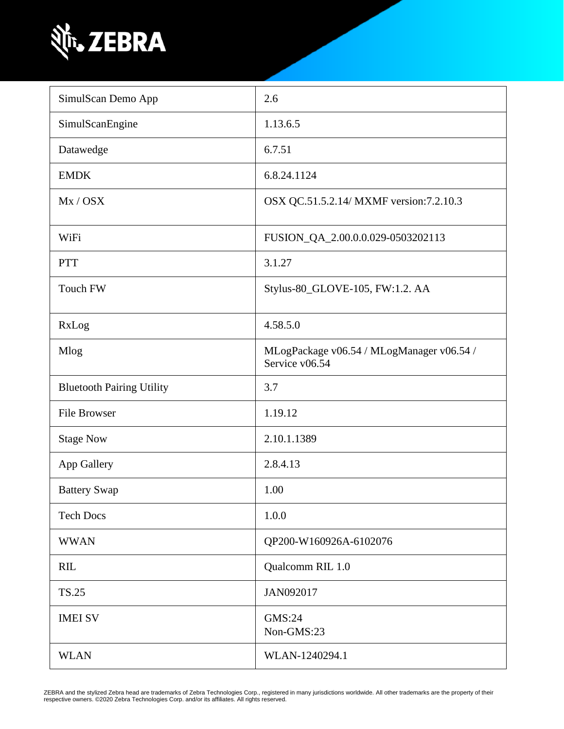| SimulScan Demo App | 2.6 |
|---|---|
| SimulScanEngine | 1.13.6.5 |
| Datawedge | 6.7.51 |
| EMDK | 6.8.24.1124 |
| Mx / OSX | OSX QC.51.5.2.14/ MXMF version:7.2.10.3 |
| WiFi | FUSION_QA_2.00.0.0.029-0503202113 |
| PTT | 3.1.27 |
| Touch FW | Stylus-80_GLOVE-105, FW:1.2. AA |
| RxLog | 4.58.5.0 |
| Mlog | MLogPackage v06.54 / MLogManager v06.54 / Service v06.54 |
| Bluetooth Pairing Utility | 3.7 |
| File Browser | 1.19.12 |
| Stage Now | 2.10.1.1389 |
| App Gallery | 2.8.4.13 |
| Battery Swap | 1.00 |
| Tech Docs | 1.0.0 |
| WWAN | QP200-W160926A-6102076 |
| RIL | Qualcomm RIL 1.0 |
| TS.25 | JAN092017 |
| IMEI SV | GMS:24<br>Non-GMS:23 |
| WLAN | WLAN-1240294.1 |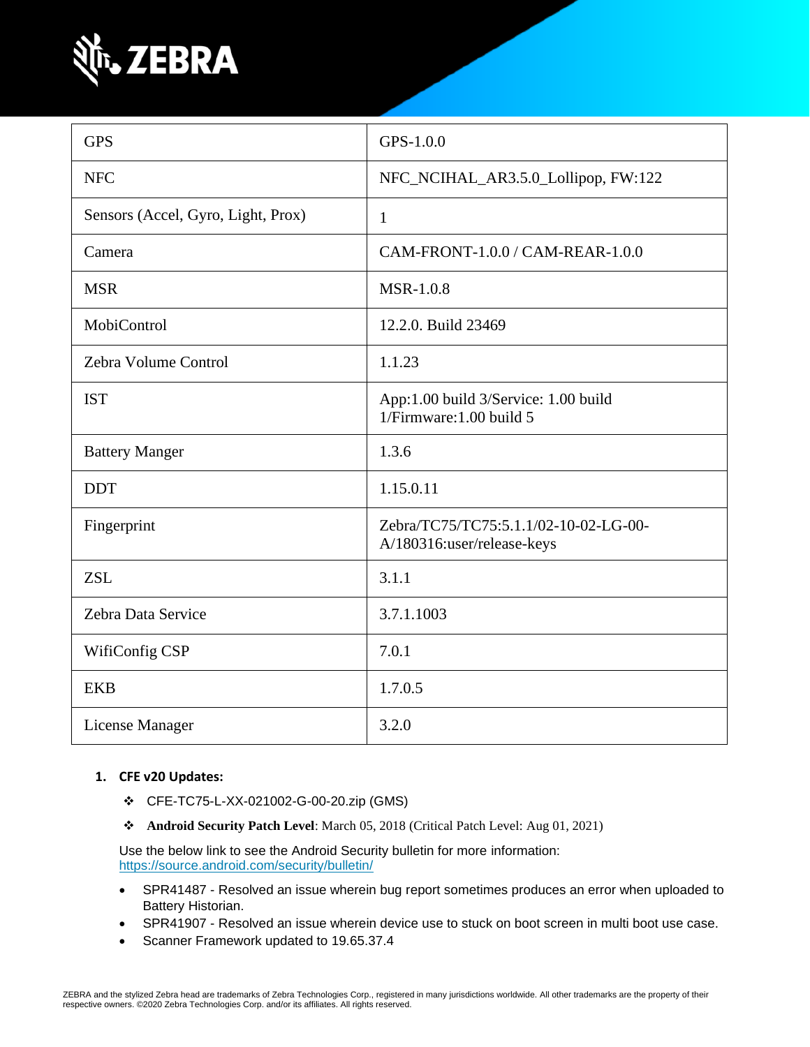| GPS | GPS-1.0.0 |
|---|---|
| NFC | NFC_NCIHAL_AR3.5.0_Lollipop, FW:122 |
| Sensors (Accel, Gyro, Light, Prox) | 1 |
| Camera | CAM-FRONT-1.0.0 / CAM-REAR-1.0.0 |
| MSR | MSR-1.0.8 |
| MobiControl | 12.2.0. Build 23469 |
| Zebra Volume Control | 1.1.23 |
| IST | App:1.00 build 3/Service: 1.00 build 1/Firmware:1.00 build 5 |
| Battery Manger | 1.3.6 |
| DDT | 1.15.0.11 |
| Fingerprint | Zebra/TC75/TC75:5.1.1/02-10-02-LG-00-A/180316:user/release-keys |
| ZSL | 3.1.1 |
| Zebra Data Service | 3.7.1.1003 |
| WifiConfig CSP | 7.0.1 |
| EKB | 1.7.0.5 |
| License Manager | 3.2.0 |

1. **CFE v20 Updates:**

   ❖ CFE-TC75-L-XX-021002-G-00-20.zip (GMS)

   ❖ **Android Security Patch Level**: March 05, 2018 (Critical Patch Level: Aug 01, 2021)

   Use the below link to see the Android Security bulletin for more information: https://source.android.com/security/bulletin/

   - SPR41487 - Resolved an issue wherein bug report sometimes produces an error when uploaded to Battery Historian.
   - SPR41907 - Resolved an issue wherein device use to stuck on boot screen in multi boot use case.
   - Scanner Framework updated to 19.65.37.4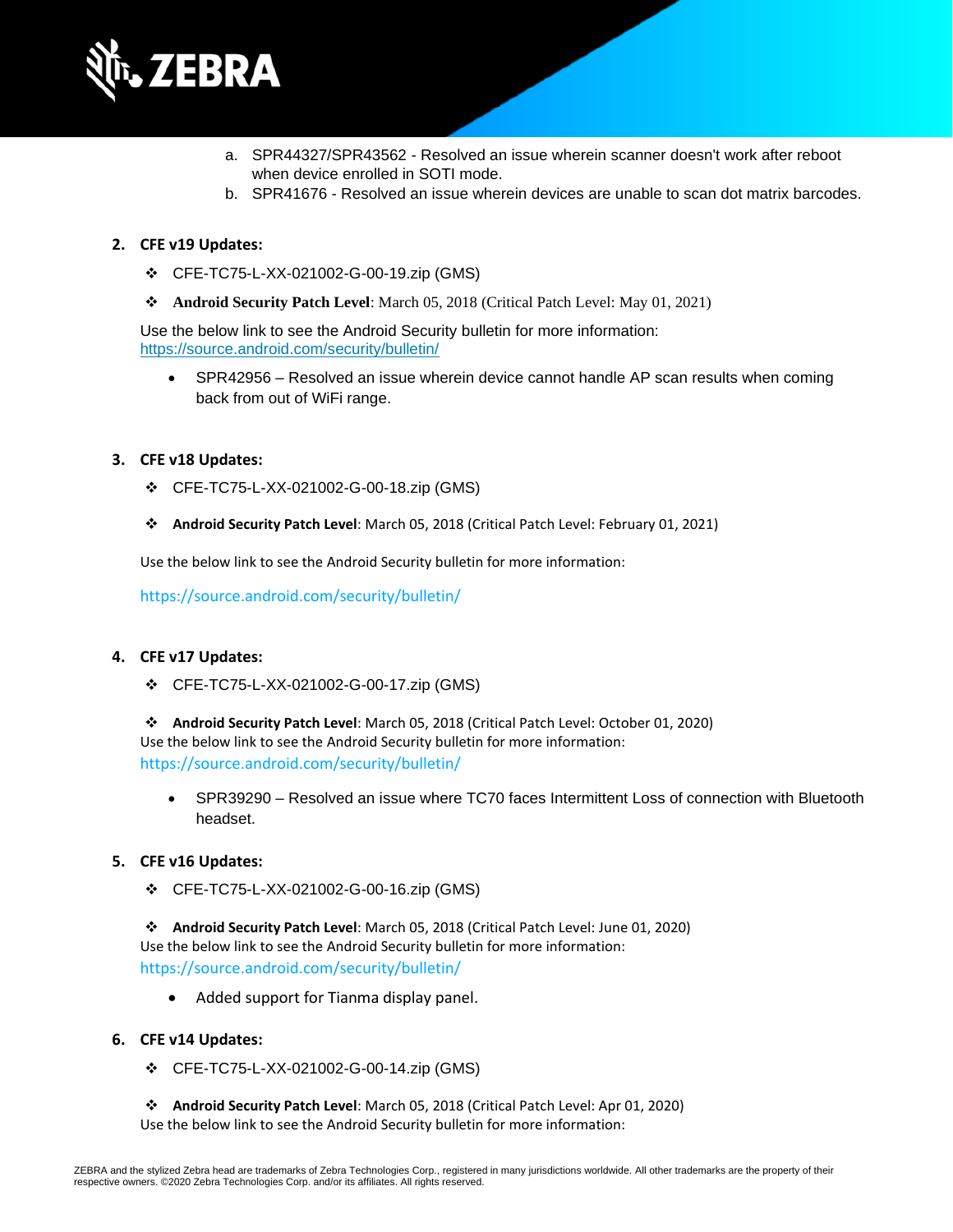a. SPR44327/SPR43562 - Resolved an issue wherein scanner doesn't work after reboot when device enrolled in SOTI mode.
b. SPR41676 - Resolved an issue wherein devices are unable to scan dot matrix barcodes.

2. **CFE v19 Updates:**

- ❖ CFE-TC75-L-XX-021002-G-00-19.zip (GMS)
- ❖ **Android Security Patch Level**: March 05, 2018 (Critical Patch Level: May 01, 2021)

Use the below link to see the Android Security bulletin for more information:
https://source.android.com/security/bulletin/

- SPR42956 – Resolved an issue wherein device cannot handle AP scan results when coming back from out of WiFi range.

3. **CFE v18 Updates:**

- ❖ CFE-TC75-L-XX-021002-G-00-18.zip (GMS)
- ❖ **Android Security Patch Level**: March 05, 2018 (Critical Patch Level: February 01, 2021)

Use the below link to see the Android Security bulletin for more information:

https://source.android.com/security/bulletin/

4. **CFE v17 Updates:**

- ❖ CFE-TC75-L-XX-021002-G-00-17.zip (GMS)
- ❖ **Android Security Patch Level**: March 05, 2018 (Critical Patch Level: October 01, 2020)

Use the below link to see the Android Security bulletin for more information:
https://source.android.com/security/bulletin/

- SPR39290 – Resolved an issue where TC70 faces Intermittent Loss of connection with Bluetooth headset.

5. **CFE v16 Updates:**

- ❖ CFE-TC75-L-XX-021002-G-00-16.zip (GMS)
- ❖ **Android Security Patch Level**: March 05, 2018 (Critical Patch Level: June 01, 2020)

Use the below link to see the Android Security bulletin for more information:
https://source.android.com/security/bulletin/

- Added support for Tianma display panel.

6. **CFE v14 Updates:**

- ❖ CFE-TC75-L-XX-021002-G-00-14.zip (GMS)
- ❖ **Android Security Patch Level**: March 05, 2018 (Critical Patch Level: Apr 01, 2020)

Use the below link to see the Android Security bulletin for more information: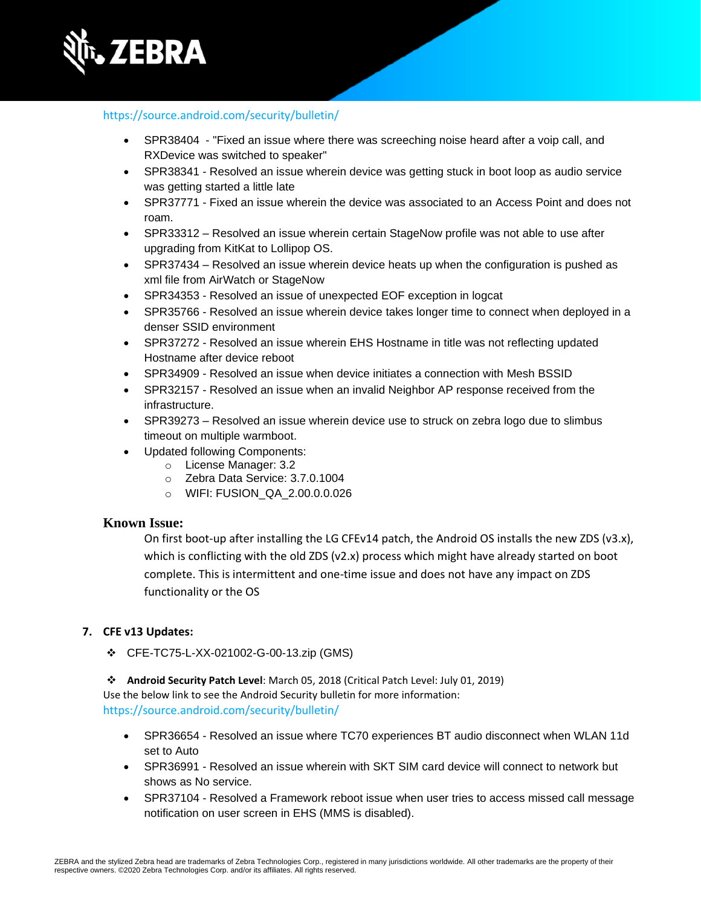https://source.android.com/security/bulletin/

- SPR38404 - "Fixed an issue where there was screeching noise heard after a voip call, and RXDevice was switched to speaker"
- SPR38341 - Resolved an issue wherein device was getting stuck in boot loop as audio service was getting started a little late
- SPR37771 - Fixed an issue wherein the device was associated to an Access Point and does not roam.
- SPR33312 – Resolved an issue wherein certain StageNow profile was not able to use after upgrading from KitKat to Lollipop OS.
- SPR37434 – Resolved an issue wherein device heats up when the configuration is pushed as xml file from AirWatch or StageNow
- SPR34353 - Resolved an issue of unexpected EOF exception in logcat
- SPR35766 - Resolved an issue wherein device takes longer time to connect when deployed in a denser SSID environment
- SPR37272 - Resolved an issue wherein EHS Hostname in title was not reflecting updated Hostname after device reboot
- SPR34909 - Resolved an issue when device initiates a connection with Mesh BSSID
- SPR32157 - Resolved an issue when an invalid Neighbor AP response received from the infrastructure.
- SPR39273 – Resolved an issue wherein device use to struck on zebra logo due to slimbus timeout on multiple warmboot.
- Updated following Components:
  - License Manager: 3.2
  - Zebra Data Service: 3.7.0.1004
  - WIFI: FUSION_QA_2.00.0.0.026

### Known Issue:

On first boot-up after installing the LG CFEv14 patch, the Android OS installs the new ZDS (v3.x), which is conflicting with the old ZDS (v2.x) process which might have already started on boot complete. This is intermittent and one-time issue and does not have any impact on ZDS functionality or the OS

**7. CFE v13 Updates:**

- CFE-TC75-L-XX-021002-G-00-13.zip (GMS)

- **Android Security Patch Level**: March 05, 2018 (Critical Patch Level: July 01, 2019)

Use the below link to see the Android Security bulletin for more information:
https://source.android.com/security/bulletin/

- SPR36654 - Resolved an issue where TC70 experiences BT audio disconnect when WLAN 11d set to Auto
- SPR36991 - Resolved an issue wherein with SKT SIM card device will connect to network but shows as No service.
- SPR37104 - Resolved a Framework reboot issue when user tries to access missed call message notification on user screen in EHS (MMS is disabled).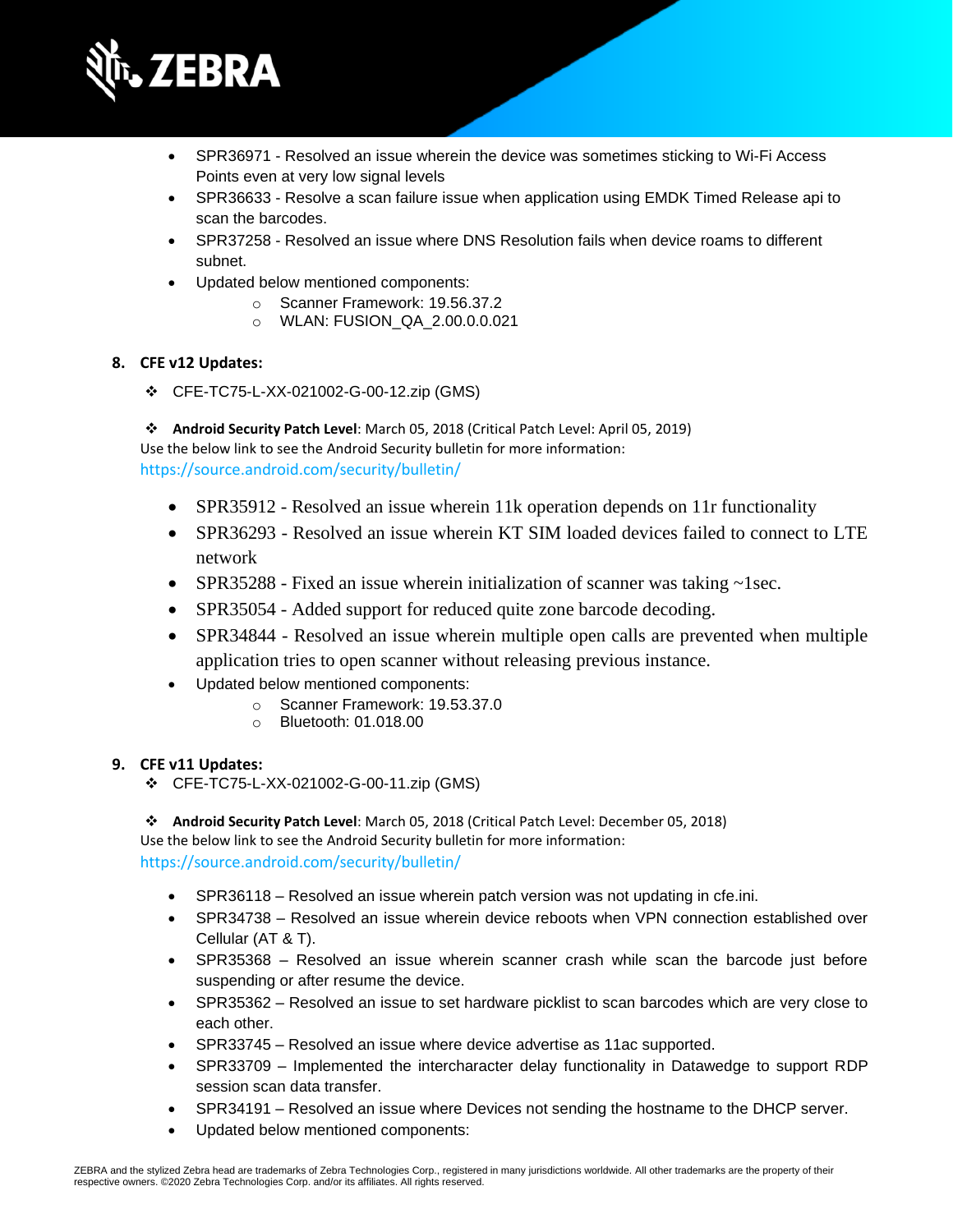- SPR36971 - Resolved an issue wherein the device was sometimes sticking to Wi-Fi Access Points even at very low signal levels
- SPR36633 - Resolve a scan failure issue when application using EMDK Timed Release api to scan the barcodes.
- SPR37258 - Resolved an issue where DNS Resolution fails when device roams to different subnet.
- Updated below mentioned components:
    - Scanner Framework: 19.56.37.2
    - WLAN: FUSION_QA_2.00.0.0.021

**8. CFE v12 Updates:**

❖ CFE-TC75-L-XX-021002-G-00-12.zip (GMS)

❖ **Android Security Patch Level**: March 05, 2018 (Critical Patch Level: April 05, 2019)
Use the below link to see the Android Security bulletin for more information:
https://source.android.com/security/bulletin/

- SPR35912 - Resolved an issue wherein 11k operation depends on 11r functionality
- SPR36293 - Resolved an issue wherein KT SIM loaded devices failed to connect to LTE network
- SPR35288 - Fixed an issue wherein initialization of scanner was taking ~1sec.
- SPR35054 - Added support for reduced quite zone barcode decoding.
- SPR34844 - Resolved an issue wherein multiple open calls are prevented when multiple application tries to open scanner without releasing previous instance.
- Updated below mentioned components:
    - Scanner Framework: 19.53.37.0
    - Bluetooth: 01.018.00

**9. CFE v11 Updates:**

❖ CFE-TC75-L-XX-021002-G-00-11.zip (GMS)

❖ **Android Security Patch Level**: March 05, 2018 (Critical Patch Level: December 05, 2018)
Use the below link to see the Android Security bulletin for more information:
https://source.android.com/security/bulletin/

- SPR36118 – Resolved an issue wherein patch version was not updating in cfe.ini.
- SPR34738 – Resolved an issue wherein device reboots when VPN connection established over Cellular (AT & T).
- SPR35368 – Resolved an issue wherein scanner crash while scan the barcode just before suspending or after resume the device.
- SPR35362 – Resolved an issue to set hardware picklist to scan barcodes which are very close to each other.
- SPR33745 – Resolved an issue where device advertise as 11ac supported.
- SPR33709 – Implemented the intercharacter delay functionality in Datawedge to support RDP session scan data transfer.
- SPR34191 – Resolved an issue where Devices not sending the hostname to the DHCP server.
- Updated below mentioned components: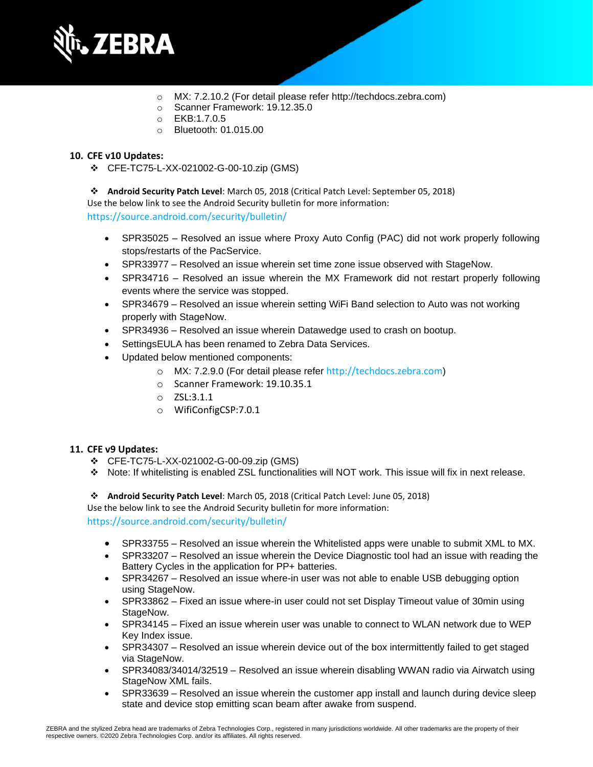- MX: 7.2.10.2 (For detail please refer http://techdocs.zebra.com)
- Scanner Framework: 19.12.35.0
- EKB:1.7.0.5
- Bluetooth: 01.015.00

**10. CFE v10 Updates:**

- CFE-TC75-L-XX-021002-G-00-10.zip (GMS)

- **Android Security Patch Level**: March 05, 2018 (Critical Patch Level: September 05, 2018)

Use the below link to see the Android Security bulletin for more information:
https://source.android.com/security/bulletin/

- SPR35025 – Resolved an issue where Proxy Auto Config (PAC) did not work properly following stops/restarts of the PacService.
- SPR33977 – Resolved an issue wherein set time zone issue observed with StageNow.
- SPR34716 – Resolved an issue wherein the MX Framework did not restart properly following events where the service was stopped.
- SPR34679 – Resolved an issue wherein setting WiFi Band selection to Auto was not working properly with StageNow.
- SPR34936 – Resolved an issue wherein Datawedge used to crash on bootup.
- SettingsEULA has been renamed to Zebra Data Services.
- Updated below mentioned components:
  - MX: 7.2.9.0 (For detail please refer http://techdocs.zebra.com)
  - Scanner Framework: 19.10.35.1
  - ZSL:3.1.1
  - WifiConfigCSP:7.0.1

**11. CFE v9 Updates:**

- CFE-TC75-L-XX-021002-G-00-09.zip (GMS)
- Note: If whitelisting is enabled ZSL functionalities will NOT work. This issue will fix in next release.

- **Android Security Patch Level**: March 05, 2018 (Critical Patch Level: June 05, 2018)

Use the below link to see the Android Security bulletin for more information:
https://source.android.com/security/bulletin/

- SPR33755 – Resolved an issue wherein the Whitelisted apps were unable to submit XML to MX.
- SPR33207 – Resolved an issue wherein the Device Diagnostic tool had an issue with reading the Battery Cycles in the application for PP+ batteries.
- SPR34267 – Resolved an issue where-in user was not able to enable USB debugging option using StageNow.
- SPR33862 – Fixed an issue where-in user could not set Display Timeout value of 30min using StageNow.
- SPR34145 – Fixed an issue wherein user was unable to connect to WLAN network due to WEP Key Index issue.
- SPR34307 – Resolved an issue wherein device out of the box intermittently failed to get staged via StageNow.
- SPR34083/34014/32519 – Resolved an issue wherein disabling WWAN radio via Airwatch using StageNow XML fails.
- SPR33639 – Resolved an issue wherein the customer app install and launch during device sleep state and device stop emitting scan beam after awake from suspend.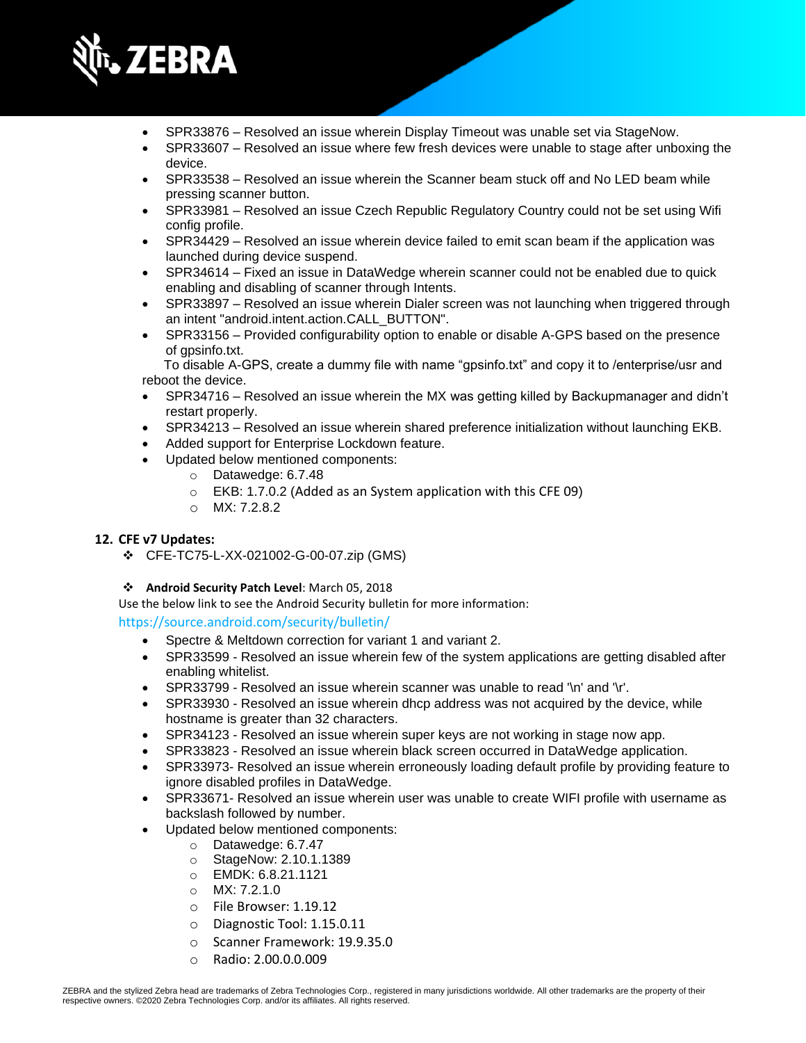- SPR33876 – Resolved an issue wherein Display Timeout was unable set via StageNow.
- SPR33607 – Resolved an issue where few fresh devices were unable to stage after unboxing the device.
- SPR33538 – Resolved an issue wherein the Scanner beam stuck off and No LED beam while pressing scanner button.
- SPR33981 – Resolved an issue Czech Republic Regulatory Country could not be set using Wifi config profile.
- SPR34429 – Resolved an issue wherein device failed to emit scan beam if the application was launched during device suspend.
- SPR34614 – Fixed an issue in DataWedge wherein scanner could not be enabled due to quick enabling and disabling of scanner through Intents.
- SPR33897 – Resolved an issue wherein Dialer screen was not launching when triggered through an intent "android.intent.action.CALL_BUTTON".
- SPR33156 – Provided configurability option to enable or disable A-GPS based on the presence of gpsinfo.txt.

  To disable A-GPS, create a dummy file with name “gpsinfo.txt” and copy it to /enterprise/usr and reboot the device.
- SPR34716 – Resolved an issue wherein the MX was getting killed by Backupmanager and didn’t restart properly.
- SPR34213 – Resolved an issue wherein shared preference initialization without launching EKB.
- Added support for Enterprise Lockdown feature.
- Updated below mentioned components:
  - Datawedge: 6.7.48
  - EKB: 1.7.0.2 (Added as an System application with this CFE 09)
  - MX: 7.2.8.2

## 12. CFE v7 Updates:

- ❖ CFE-TC75-L-XX-021002-G-00-07.zip (GMS)

- ❖ **Android Security Patch Level**: March 05, 2018

Use the below link to see the Android Security bulletin for more information:
https://source.android.com/security/bulletin/

- Spectre & Meltdown correction for variant 1 and variant 2.
- SPR33599 - Resolved an issue wherein few of the system applications are getting disabled after enabling whitelist.
- SPR33799 - Resolved an issue wherein scanner was unable to read '\n' and '\r'.
- SPR33930 - Resolved an issue wherein dhcp address was not acquired by the device, while hostname is greater than 32 characters.
- SPR34123 - Resolved an issue wherein super keys are not working in stage now app.
- SPR33823 - Resolved an issue wherein black screen occurred in DataWedge application.
- SPR33973- Resolved an issue wherein erroneously loading default profile by providing feature to ignore disabled profiles in DataWedge.
- SPR33671- Resolved an issue wherein user was unable to create WIFI profile with username as backslash followed by number.
- Updated below mentioned components:
  - Datawedge: 6.7.47
  - StageNow: 2.10.1.1389
  - EMDK: 6.8.21.1121
  - MX: 7.2.1.0
  - File Browser: 1.19.12
  - Diagnostic Tool: 1.15.0.11
  - Scanner Framework: 19.9.35.0
  - Radio: 2.00.0.0.009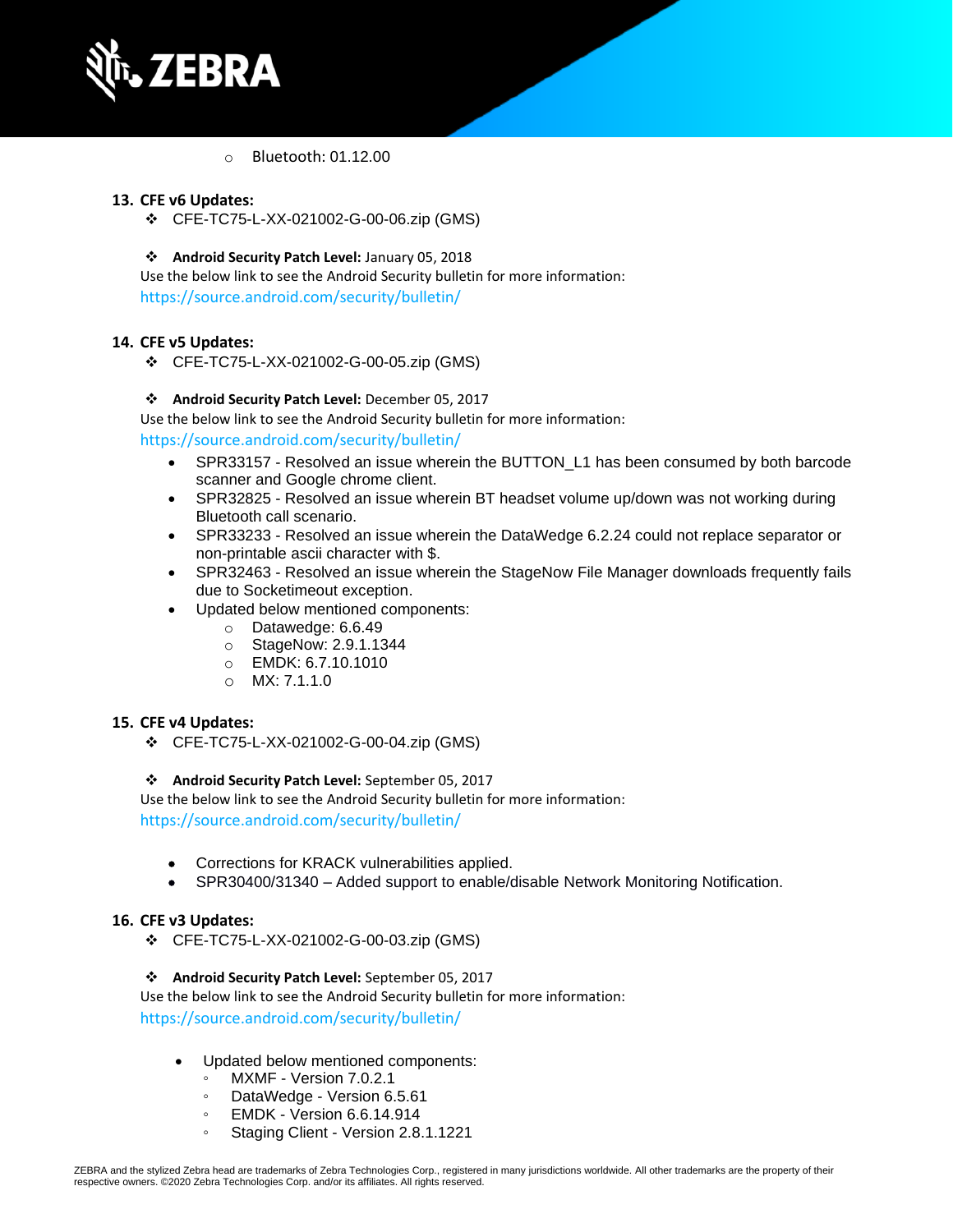- Bluetooth: 01.12.00

13. **CFE v6 Updates:**
    - CFE-TC75-L-XX-021002-G-00-06.zip (GMS)

    - **Android Security Patch Level:** January 05, 2018

    Use the below link to see the Android Security bulletin for more information:
    https://source.android.com/security/bulletin/

14. **CFE v5 Updates:**
    - CFE-TC75-L-XX-021002-G-00-05.zip (GMS)

    - **Android Security Patch Level:** December 05, 2017

    Use the below link to see the Android Security bulletin for more information:
    https://source.android.com/security/bulletin/

    - SPR33157 - Resolved an issue wherein the BUTTON_L1 has been consumed by both barcode scanner and Google chrome client.
    - SPR32825 - Resolved an issue wherein BT headset volume up/down was not working during Bluetooth call scenario.
    - SPR33233 - Resolved an issue wherein the DataWedge 6.2.24 could not replace separator or non-printable ascii character with $.
    - SPR32463 - Resolved an issue wherein the StageNow File Manager downloads frequently fails due to Socketimeout exception.
    - Updated below mentioned components:
        - Datawedge: 6.6.49
        - StageNow: 2.9.1.1344
        - EMDK: 6.7.10.1010
        - MX: 7.1.1.0

15. **CFE v4 Updates:**
    - CFE-TC75-L-XX-021002-G-00-04.zip (GMS)

    - **Android Security Patch Level:** September 05, 2017

    Use the below link to see the Android Security bulletin for more information:
    https://source.android.com/security/bulletin/

    - Corrections for KRACK vulnerabilities applied.
    - SPR30400/31340 – Added support to enable/disable Network Monitoring Notification.

16. **CFE v3 Updates:**
    - CFE-TC75-L-XX-021002-G-00-03.zip (GMS)

    - **Android Security Patch Level:** September 05, 2017

    Use the below link to see the Android Security bulletin for more information:
    https://source.android.com/security/bulletin/

    - Updated below mentioned components:
        - MXMF - Version 7.0.2.1
        - DataWedge - Version 6.5.61
        - EMDK - Version 6.6.14.914
        - Staging Client - Version 2.8.1.1221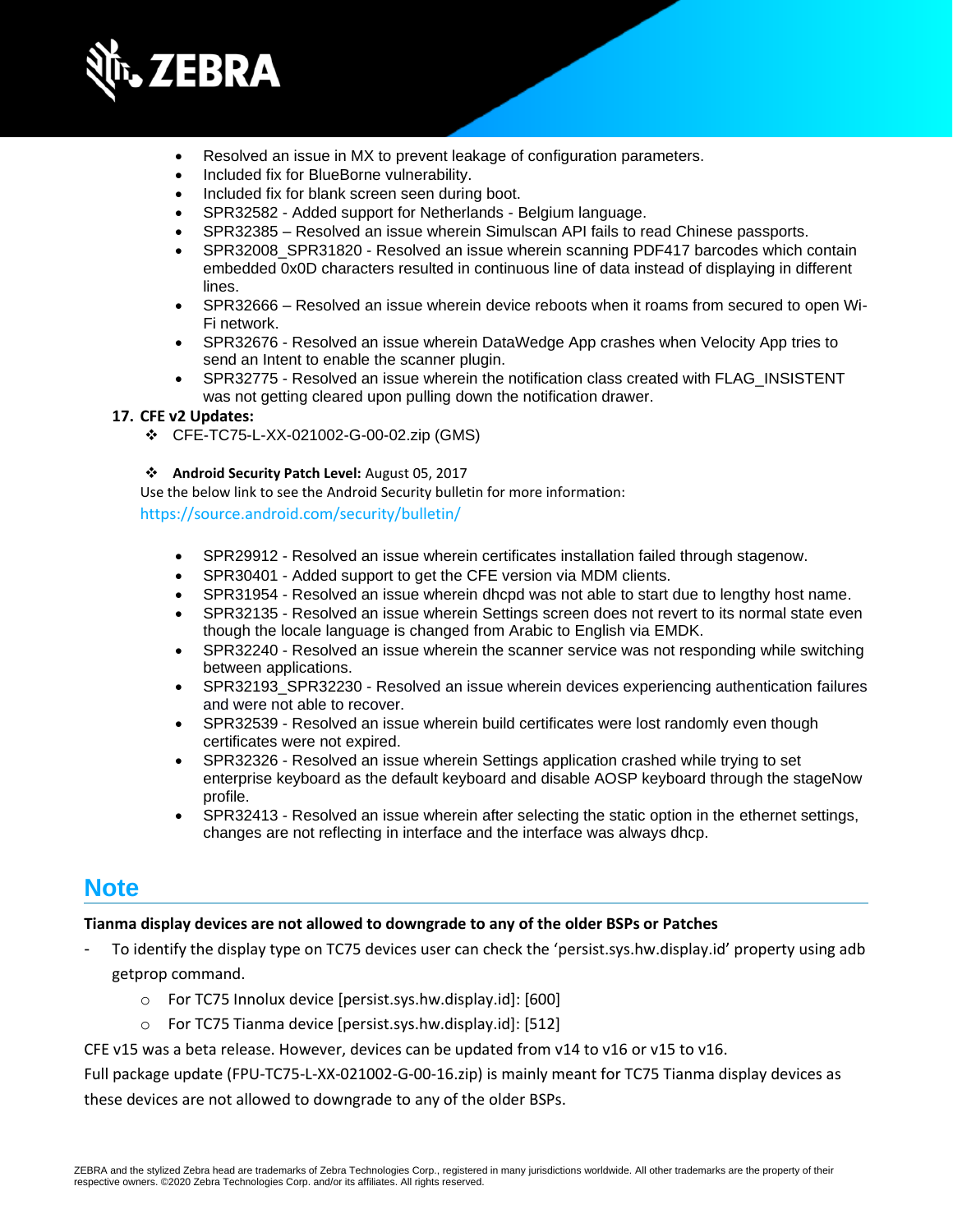- Resolved an issue in MX to prevent leakage of configuration parameters.
- Included fix for BlueBorne vulnerability.
- Included fix for blank screen seen during boot.
- SPR32582 - Added support for Netherlands - Belgium language.
- SPR32385 – Resolved an issue wherein Simulscan API fails to read Chinese passports.
- SPR32008_SPR31820 - Resolved an issue wherein scanning PDF417 barcodes which contain embedded 0x0D characters resulted in continuous line of data instead of displaying in different lines.
- SPR32666 – Resolved an issue wherein device reboots when it roams from secured to open Wi-Fi network.
- SPR32676 - Resolved an issue wherein DataWedge App crashes when Velocity App tries to send an Intent to enable the scanner plugin.
- SPR32775 - Resolved an issue wherein the notification class created with FLAG_INSISTENT was not getting cleared upon pulling down the notification drawer.

**17. CFE v2 Updates:**

- CFE-TC75-L-XX-021002-G-00-02.zip (GMS)

- **Android Security Patch Level:** August 05, 2017

  Use the below link to see the Android Security bulletin for more information:
  https://source.android.com/security/bulletin/

  - SPR29912 - Resolved an issue wherein certificates installation failed through stagenow.
  - SPR30401 - Added support to get the CFE version via MDM clients.
  - SPR31954 - Resolved an issue wherein dhcpd was not able to start due to lengthy host name.
  - SPR32135 - Resolved an issue wherein Settings screen does not revert to its normal state even though the locale language is changed from Arabic to English via EMDK.
  - SPR32240 - Resolved an issue wherein the scanner service was not responding while switching between applications.
  - SPR32193_SPR32230 - Resolved an issue wherein devices experiencing authentication failures and were not able to recover.
  - SPR32539 - Resolved an issue wherein build certificates were lost randomly even though certificates were not expired.
  - SPR32326 - Resolved an issue wherein Settings application crashed while trying to set enterprise keyboard as the default keyboard and disable AOSP keyboard through the stageNow profile.
  - SPR32413 - Resolved an issue wherein after selecting the static option in the ethernet settings, changes are not reflecting in interface and the interface was always dhcp.

## Note

**Tianma display devices are not allowed to downgrade to any of the older BSPs or Patches**

- To identify the display type on TC75 devices user can check the 'persist.sys.hw.display.id' property using adb getprop command.
  - For TC75 Innolux device [persist.sys.hw.display.id]: [600]
  - For TC75 Tianma device [persist.sys.hw.display.id]: [512]

CFE v15 was a beta release. However, devices can be updated from v14 to v16 or v15 to v16.

Full package update (FPU-TC75-L-XX-021002-G-00-16.zip) is mainly meant for TC75 Tianma display devices as these devices are not allowed to downgrade to any of the older BSPs.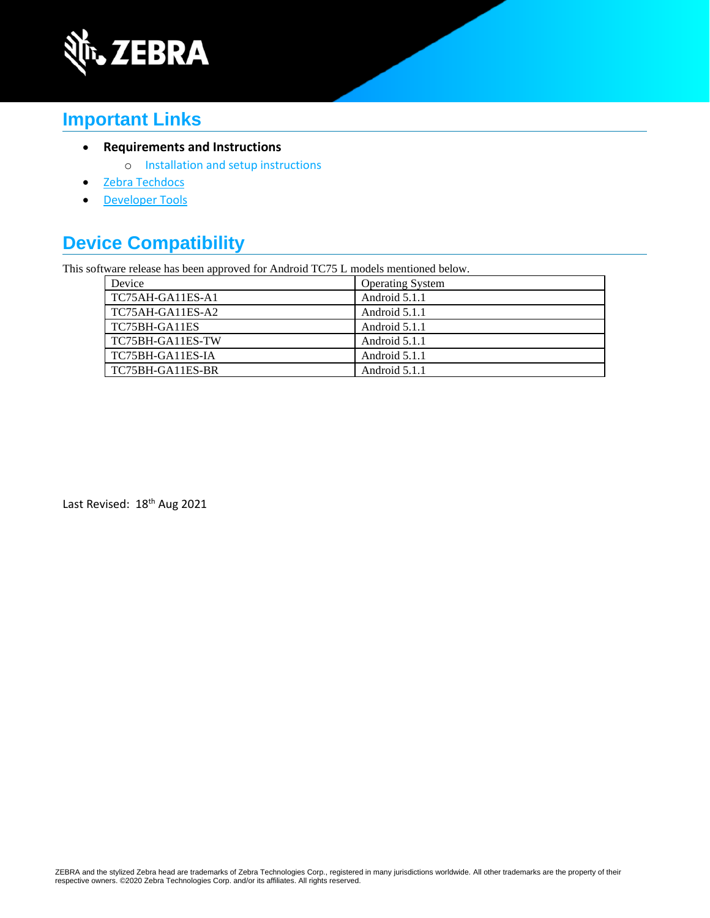## Important Links

- **Requirements and Instructions**
  - Installation and setup instructions
- Zebra Techdocs
- Developer Tools

## Device Compatibility

This software release has been approved for Android TC75 L models mentioned below.

| Device | Operating System |
|---|---|
| TC75AH-GA11ES-A1 | Android 5.1.1 |
| TC75AH-GA11ES-A2 | Android 5.1.1 |
| TC75BH-GA11ES | Android 5.1.1 |
| TC75BH-GA11ES-TW | Android 5.1.1 |
| TC75BH-GA11ES-IA | Android 5.1.1 |
| TC75BH-GA11ES-BR | Android 5.1.1 |

Last Revised: 18th Aug 2021

ZEBRA and the stylized Zebra head are trademarks of Zebra Technologies Corp., registered in many jurisdictions worldwide. All other trademarks are the property of their respective owners. ©2020 Zebra Technologies Corp. and/or its affiliates. All rights reserved.